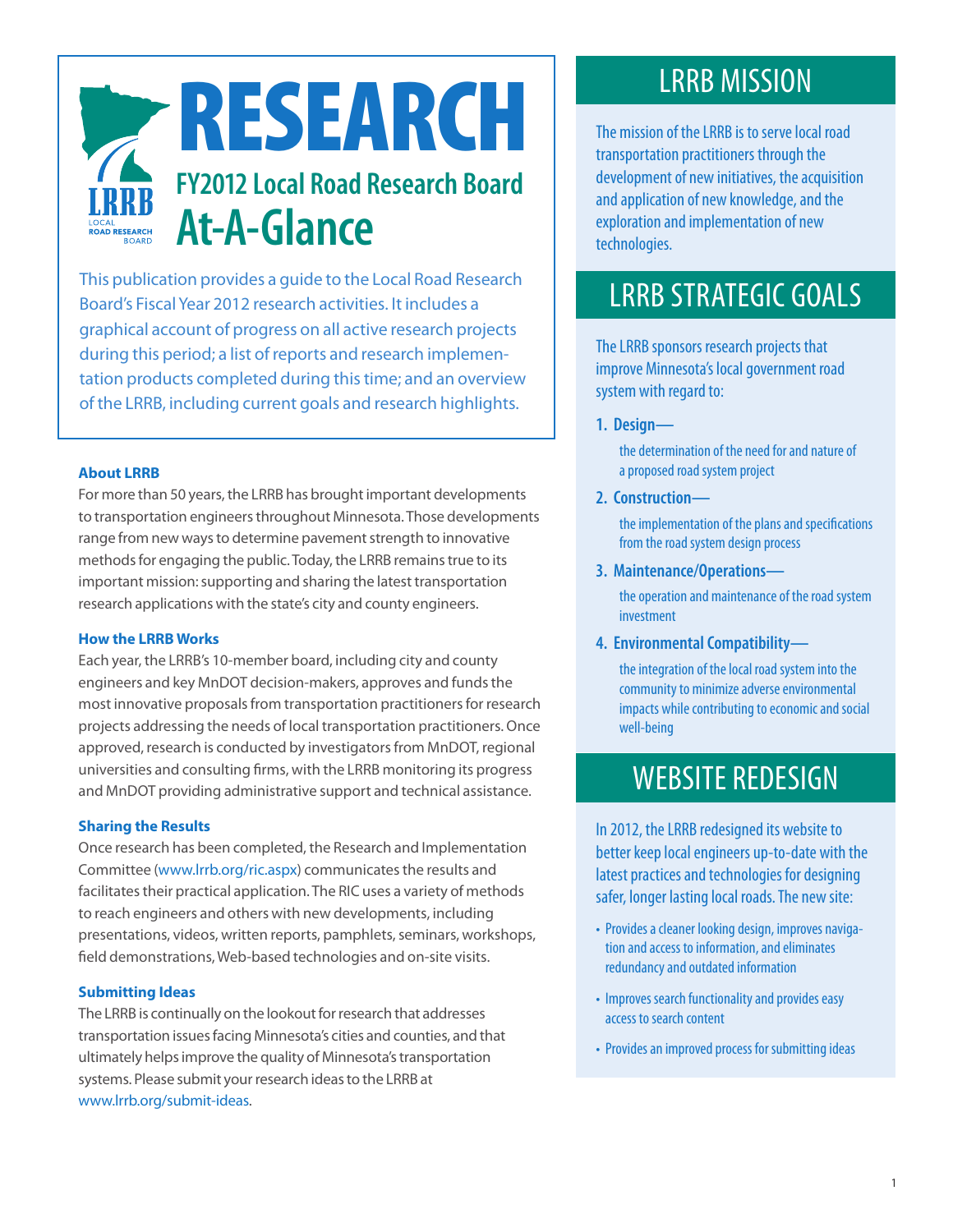# RESEARCH

## FY2012 Local Road Research Board At-A-Glance

This publication provides a guide to the Local Road Research Board's Fiscal Year 2012 research activities. It includes a graphical account of progress on all active research projects during this period; a list of reports and research implementation products completed during this time; and an overview of the LRRB, including current goals and research highlights.

### About LRRB

For more than 50 years, the LRRB has brought important developments to transportation engineers throughout Minnesota. Those developments range from new ways to determine pavement strength to innovative methods for engaging the public. Today, the LRRB remains true to its important mission: supporting and sharing the latest transportation research applications with the state's city and county engineers.

### How the LRRB Works

Each year, the LRRB's 10-member board, including city and county engineers and key MnDOT decision-makers, approves and funds the most innovative proposals from transportation practitioners for research projects addressing the needs of local transportation practitioners. Once approved, research is conducted by investigators from MnDOT, regional universities and consulting firms, with the LRRB monitoring its progress and MnDOT providing administrative support and technical assistance.

### Sharing the Results

Once research has been completed, the Research and Implementation Committee (www.lrrb.org/ric.aspx) communicates the results and facilitates their practical application. The RIC uses a variety of methods to reach engineers and others with new developments, including presentations, videos, written reports, pamphlets, seminars, workshops, field demonstrations, Web-based technologies and on-site visits.

### Submitting Ideas

The LRRB is continually on the lookout for research that addresses transportation issues facing Minnesota's cities and counties, and that ultimately helps improve the quality of Minnesota's transportation systems. Please submit your research ideas to the LRRB at www.lrrb.org/submit-ideas.

## LRRB MISSION

The mission of the LRRB is to serve local road transportation practitioners through the development of new initiatives, the acquisition and application of new knowledge, and the exploration and implementation of new technologies.

## LRRB STRATEGIC GOALS

The LRRB sponsors research projects that improve Minnesota's local government road system with regard to:

1. **Design—**
   the determination of the need for and nature of a proposed road system project
2. **Construction—**
   the implementation of the plans and specifications from the road system design process
3. **Maintenance/Operations—**
   the operation and maintenance of the road system investment
4. **Environmental Compatibility—**
   the integration of the local road system into the community to minimize adverse environmental impacts while contributing to economic and social well-being

## WEBSITE REDESIGN

In 2012, the LRRB redesigned its website to better keep local engineers up-to-date with the latest practices and technologies for designing safer, longer lasting local roads. The new site:

- Provides a cleaner looking design, improves navigation and access to information, and eliminates redundancy and outdated information
- Improves search functionality and provides easy access to search content
- Provides an improved process for submitting ideas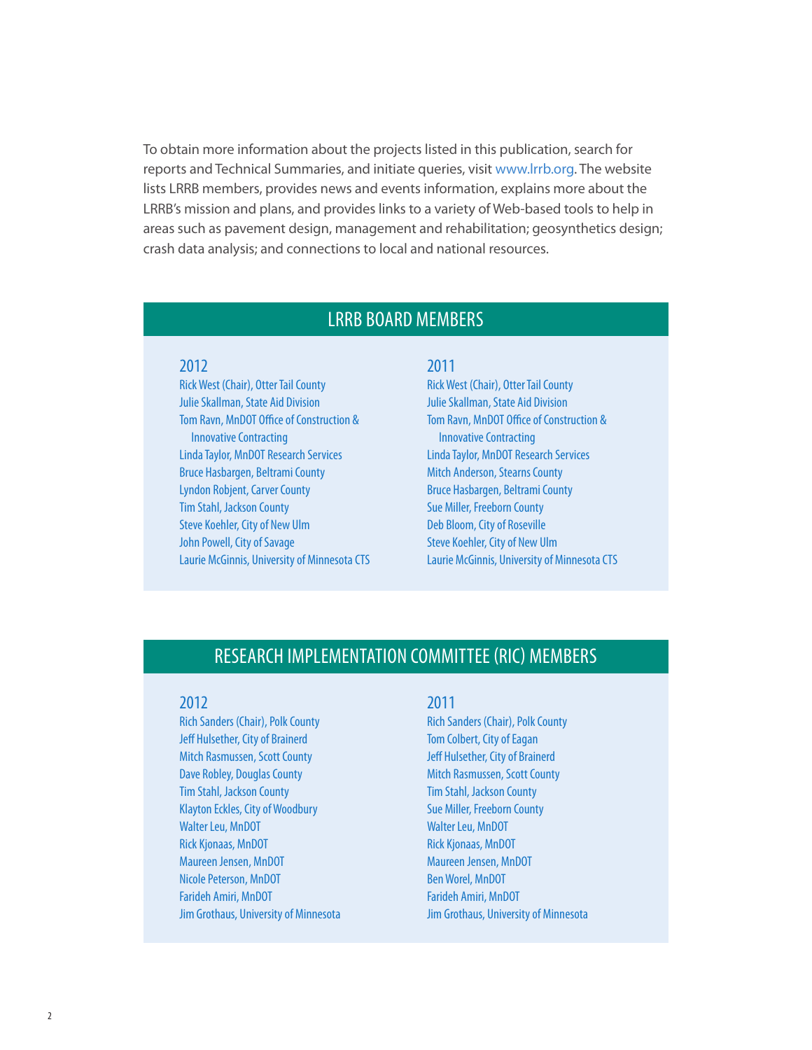To obtain more information about the projects listed in this publication, search for reports and Technical Summaries, and initiate queries, visit www.lrrb.org. The website lists LRRB members, provides news and events information, explains more about the LRRB's mission and plans, and provides links to a variety of Web-based tools to help in areas such as pavement design, management and rehabilitation; geosynthetics design; crash data analysis; and connections to local and national resources.

## LRRB BOARD MEMBERS

### 2012

Rick West (Chair), Otter Tail County
Julie Skallman, State Aid Division
Tom Ravn, MnDOT Office of Construction & Innovative Contracting
Linda Taylor, MnDOT Research Services
Bruce Hasbargen, Beltrami County
Lyndon Robjent, Carver County
Tim Stahl, Jackson County
Steve Koehler, City of New Ulm
John Powell, City of Savage
Laurie McGinnis, University of Minnesota CTS

### 2011

Rick West (Chair), Otter Tail County
Julie Skallman, State Aid Division
Tom Ravn, MnDOT Office of Construction & Innovative Contracting
Linda Taylor, MnDOT Research Services
Mitch Anderson, Stearns County
Bruce Hasbargen, Beltrami County
Sue Miller, Freeborn County
Deb Bloom, City of Roseville
Steve Koehler, City of New Ulm
Laurie McGinnis, University of Minnesota CTS

## RESEARCH IMPLEMENTATION COMMITTEE (RIC) MEMBERS

### 2012

Rich Sanders (Chair), Polk County
Jeff Hulsether, City of Brainerd
Mitch Rasmussen, Scott County
Dave Robley, Douglas County
Tim Stahl, Jackson County
Klayton Eckles, City of Woodbury
Walter Leu, MnDOT
Rick Kjonaas, MnDOT
Maureen Jensen, MnDOT
Nicole Peterson, MnDOT
Farideh Amiri, MnDOT
Jim Grothaus, University of Minnesota

### 2011

Rich Sanders (Chair), Polk County
Tom Colbert, City of Eagan
Jeff Hulsether, City of Brainerd
Mitch Rasmussen, Scott County
Tim Stahl, Jackson County
Sue Miller, Freeborn County
Walter Leu, MnDOT
Rick Kjonaas, MnDOT
Maureen Jensen, MnDOT
Ben Worel, MnDOT
Farideh Amiri, MnDOT
Jim Grothaus, University of Minnesota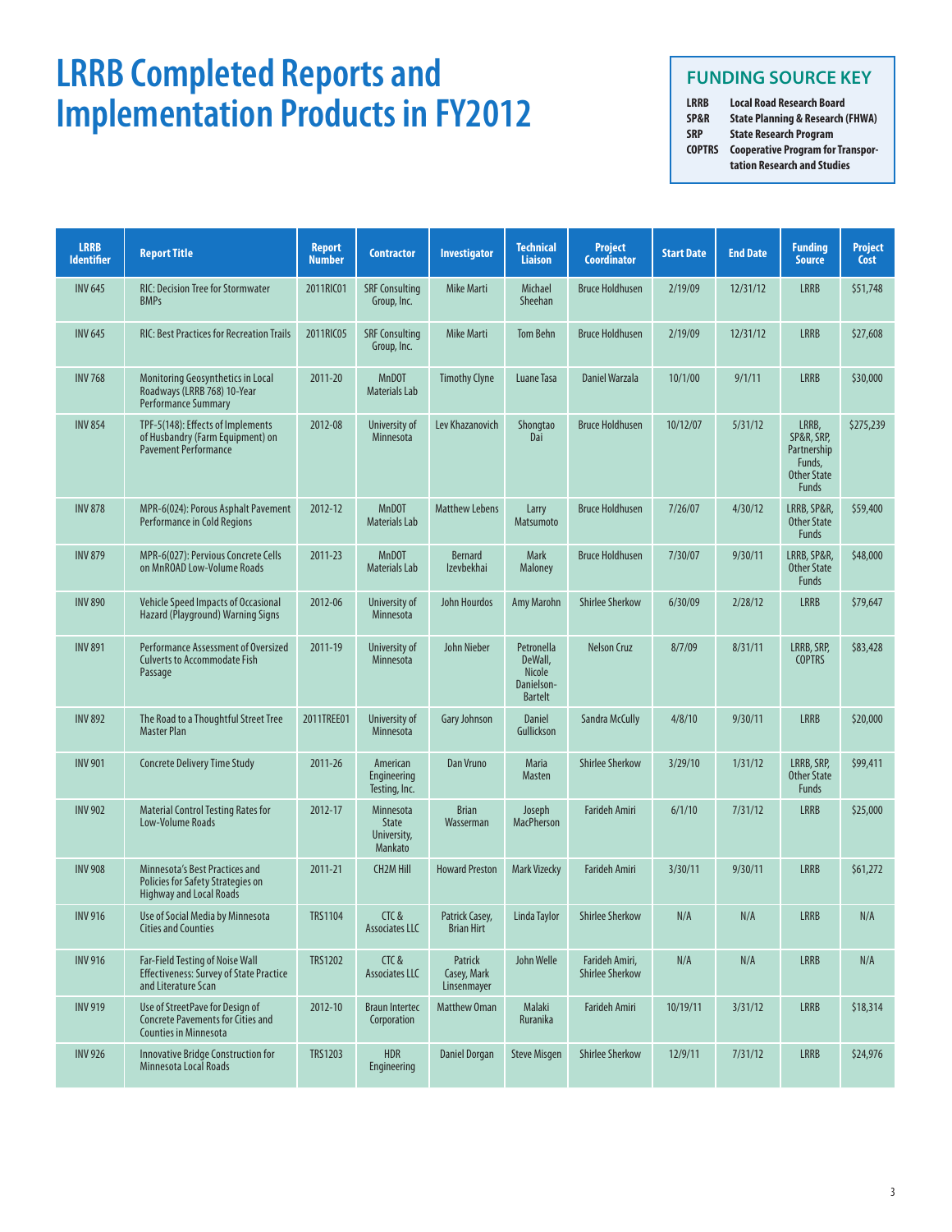# LRRB Completed Reports and Implementation Products in FY2012

## FUNDING SOURCE KEY

| | |
|---|---|
| **LRRB** | **Local Road Research Board** |
| **SP&R** | **State Planning & Research (FHWA)** |
| **SRP** | **State Research Program** |
| **COPTRS** | **Cooperative Program for Transportation Research and Studies** |

| LRRB Identifier | Report Title | Report Number | Contractor | Investigator | Technical Liaison | Project Coordinator | Start Date | End Date | Funding Source | Project Cost |
|---|---|---|---|---|---|---|---|---|---|---|
| INV 645 | RIC: Decision Tree for Stormwater BMPs | 2011RIC01 | SRF Consulting Group, Inc. | Mike Marti | Michael Sheehan | Bruce Holdhusen | 2/19/09 | 12/31/12 | LRRB | $51,748 |
| INV 645 | RIC: Best Practices for Recreation Trails | 2011RIC05 | SRF Consulting Group, Inc. | Mike Marti | Tom Behn | Bruce Holdhusen | 2/19/09 | 12/31/12 | LRRB | $27,608 |
| INV 768 | Monitoring Geosynthetics in Local Roadways (LRRB 768) 10-Year Performance Summary | 2011-20 | MnDOT Materials Lab | Timothy Clyne | Luane Tasa | Daniel Warzala | 10/1/00 | 9/1/11 | LRRB | $30,000 |
| INV 854 | TPF-5(148): Effects of Implements of Husbandry (Farm Equipment) on Pavement Performance | 2012-08 | University of Minnesota | Lev Khazanovich | Shongtao Dai | Bruce Holdhusen | 10/12/07 | 5/31/12 | LRRB, SP&R, SRP, Partnership Funds, Other State Funds | $275,239 |
| INV 878 | MPR-6(024): Porous Asphalt Pavement Performance in Cold Regions | 2012-12 | MnDOT Materials Lab | Matthew Lebens | Larry Matsumoto | Bruce Holdhusen | 7/26/07 | 4/30/12 | LRRB, SP&R, Other State Funds | $59,400 |
| INV 879 | MPR-6(027): Pervious Concrete Cells on MnROAD Low-Volume Roads | 2011-23 | MnDOT Materials Lab | Bernard Izevbekhai | Mark Maloney | Bruce Holdhusen | 7/30/07 | 9/30/11 | LRRB, SP&R, Other State Funds | $48,000 |
| INV 890 | Vehicle Speed Impacts of Occasional Hazard (Playground) Warning Signs | 2012-06 | University of Minnesota | John Hourdos | Amy Marohn | Shirlee Sherkow | 6/30/09 | 2/28/12 | LRRB | $79,647 |
| INV 891 | Performance Assessment of Oversized Culverts to Accommodate Fish Passage | 2011-19 | University of Minnesota | John Nieber | Petronella DeWall, Nicole Danielson-Bartelt | Nelson Cruz | 8/7/09 | 8/31/11 | LRRB, SRP, COPTRS | $83,428 |
| INV 892 | The Road to a Thoughtful Street Tree Master Plan | 2011TREE01 | University of Minnesota | Gary Johnson | Daniel Gullickson | Sandra McCully | 4/8/10 | 9/30/11 | LRRB | $20,000 |
| INV 901 | Concrete Delivery Time Study | 2011-26 | American Engineering Testing, Inc. | Dan Vruno | Maria Masten | Shirlee Sherkow | 3/29/10 | 1/31/12 | LRRB, SRP, Other State Funds | $99,411 |
| INV 902 | Material Control Testing Rates for Low-Volume Roads | 2012-17 | Minnesota State University, Mankato | Brian Wasserman | Joseph MacPherson | Farideh Amiri | 6/1/10 | 7/31/12 | LRRB | $25,000 |
| INV 908 | Minnesota's Best Practices and Policies for Safety Strategies on Highway and Local Roads | 2011-21 | CH2M Hill | Howard Preston | Mark Vizecky | Farideh Amiri | 3/30/11 | 9/30/11 | LRRB | $61,272 |
| INV 916 | Use of Social Media by Minnesota Cities and Counties | TRS1104 | CTC & Associates LLC | Patrick Casey, Brian Hirt | Linda Taylor | Shirlee Sherkow | N/A | N/A | LRRB | N/A |
| INV 916 | Far-Field Testing of Noise Wall Effectiveness: Survey of State Practice and Literature Scan | TRS1202 | CTC & Associates LLC | Patrick Casey, Mark Linsenmayer | John Welle | Farideh Amiri, Shirlee Sherkow | N/A | N/A | LRRB | N/A |
| INV 919 | Use of StreetPave for Design of Concrete Pavements for Cities and Counties in Minnesota | 2012-10 | Braun Intertec Corporation | Matthew Oman | Malaki Ruranika | Farideh Amiri | 10/19/11 | 3/31/12 | LRRB | $18,314 |
| INV 926 | Innovative Bridge Construction for Minnesota Local Roads | TRS1203 | HDR Engineering | Daniel Dorgan | Steve Misgen | Shirlee Sherkow | 12/9/11 | 7/31/12 | LRRB | $24,976 |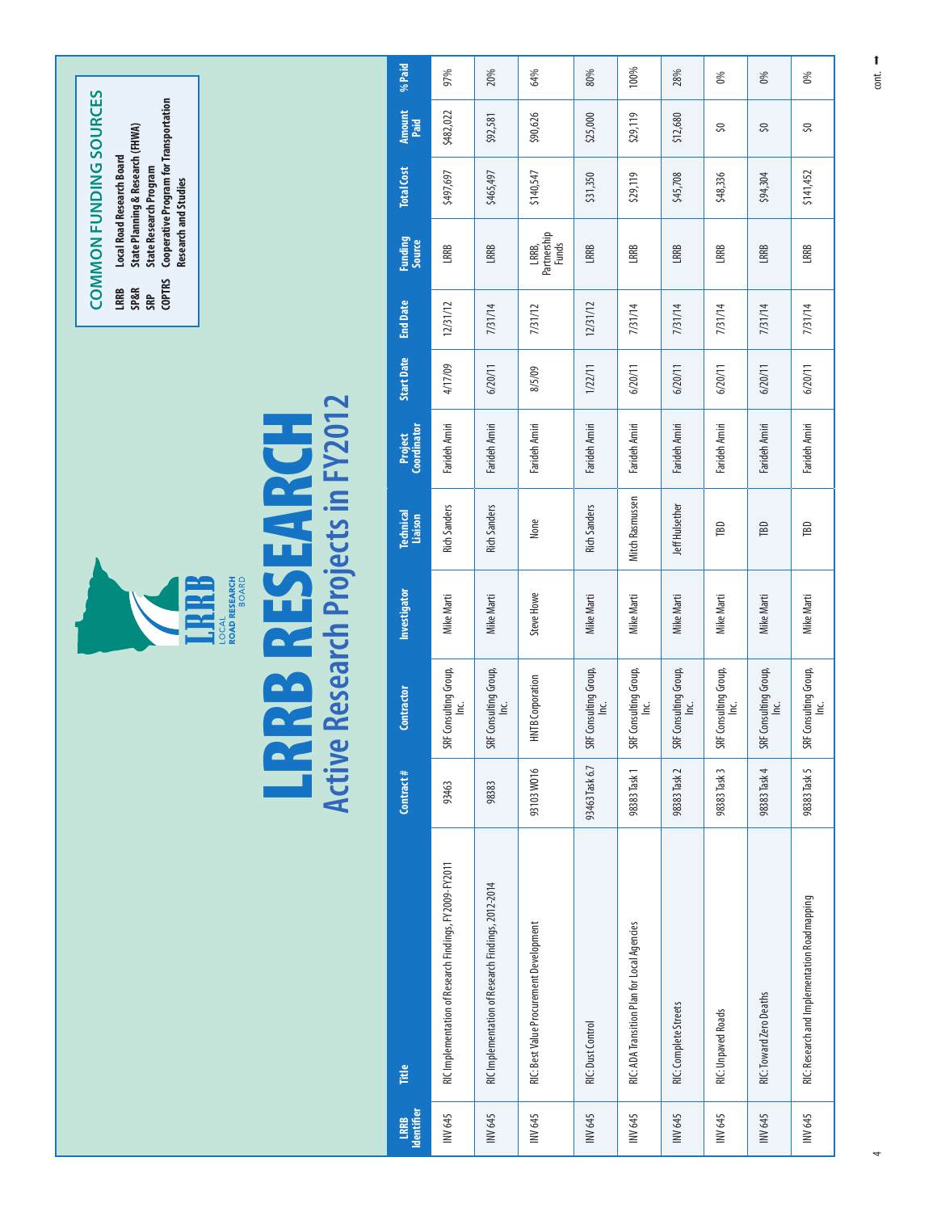# LRRB RESEARCH

## Active Research Projects in FY2012

**COMMON FUNDING SOURCES**

- **LRRB** Local Road Research Board
- **SP&R** State Planning & Research (FHWA)
- **SRP** State Research Program
- **COPTRS** Cooperative Program for Transportation Research and Studies

| LRRB Identifier | Title | Contract # | Contractor | Investigator | Technical Liaison | Project Coordinator | Start Date | End Date | Funding Source | Total Cost | Amount Paid | % Paid |
|---|---|---|---|---|---|---|---|---|---|---|---|---|
| INV 645 | RIC Implementation of Research Findings, FY2009-FY2011 | 93463 | SRF Consulting Group, Inc. | Mike Marti | Rich Sanders | Farideh Amiri | 4/17/09 | 12/31/12 | LRRB | $497,697 | $482,022 | 97% |
| INV 645 | RIC Implementation of Research Findings, 2012-2014 | 98383 | SRF Consulting Group, Inc. | Mike Marti | Rich Sanders | Farideh Amiri | 6/20/11 | 7/31/14 | LRRB | $465,497 | $92,581 | 20% |
| INV 645 | RIC: Best Value Procurement Development | 93103 W016 | HNTB Corporation | Steve Howe | None | Farideh Amiri | 8/5/09 | 7/31/12 | LRRB, Partnership Funds | $140,547 | $90,626 | 64% |
| INV 645 | RIC: Dust Control | 93463 Task 6.7 | SRF Consulting Group, Inc. | Mike Marti | Rich Sanders | Farideh Amiri | 1/22/11 | 12/31/12 | LRRB | $31,350 | $25,000 | 80% |
| INV 645 | RIC: ADA Transition Plan for Local Agencies | 98383 Task 1 | SRF Consulting Group, Inc. | Mike Marti | Mitch Rasmussen | Farideh Amiri | 6/20/11 | 7/31/14 | LRRB | $29,119 | $29,119 | 100% |
| INV 645 | RIC: Complete Streets | 98383 Task 2 | SRF Consulting Group, Inc. | Mike Marti | Jeff Hulsether | Farideh Amiri | 6/20/11 | 7/31/14 | LRRB | $45,708 | $12,680 | 28% |
| INV 645 | RIC: Unpaved Roads | 98383 Task 3 | SRF Consulting Group, Inc. | Mike Marti | TBD | Farideh Amiri | 6/20/11 | 7/31/14 | LRRB | $48,336 | $0 | 0% |
| INV 645 | RIC: Toward Zero Deaths | 98383 Task 4 | SRF Consulting Group, Inc. | Mike Marti | TBD | Farideh Amiri | 6/20/11 | 7/31/14 | LRRB | $94,304 | $0 | 0% |
| INV 645 | RIC: Research and Implementation Roadmapping | 98383 Task 5 | SRF Consulting Group, Inc. | Mike Marti | TBD | Farideh Amiri | 6/20/11 | 7/31/14 | LRRB | $141,452 | $0 | 0% |

cont.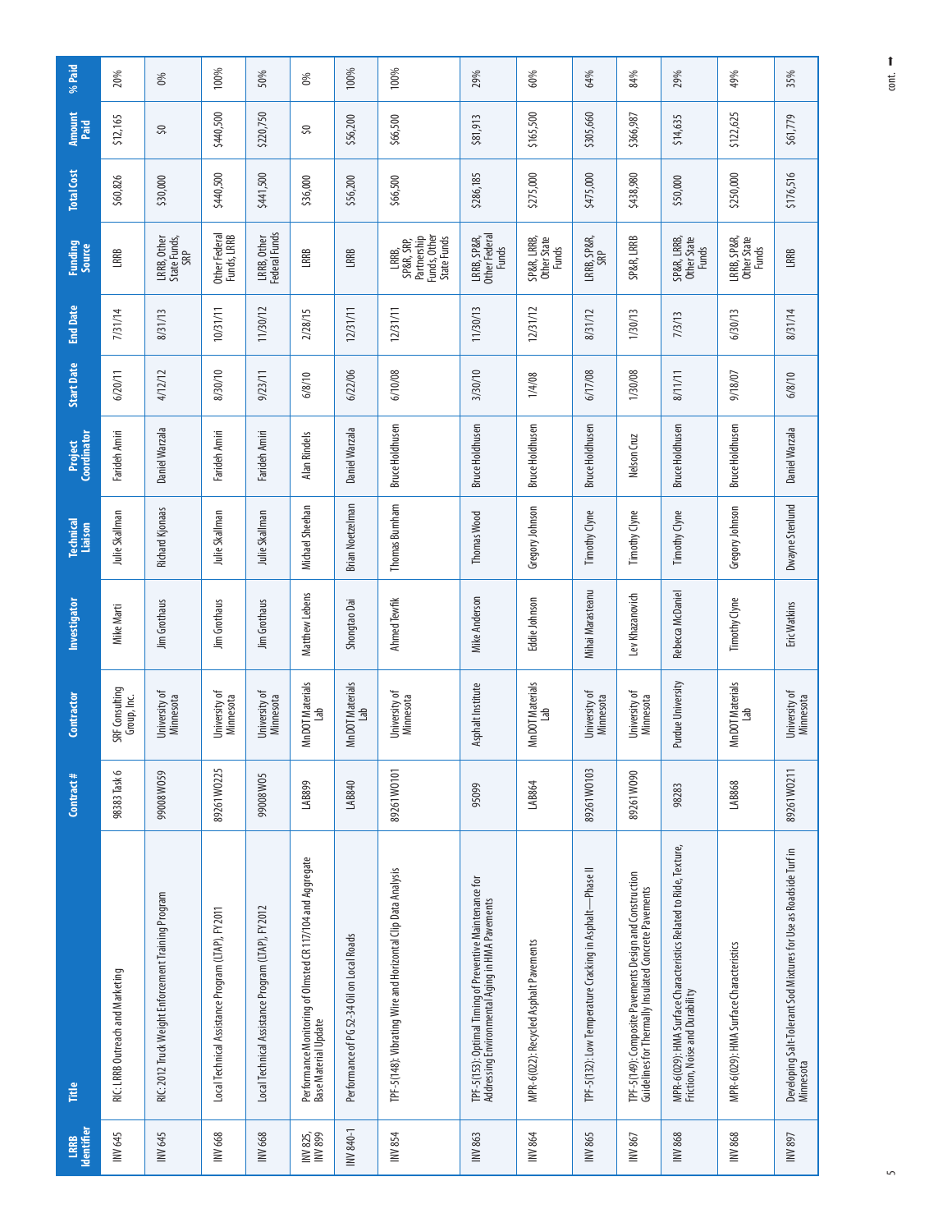| LRRB Identifier | Title | Contract # | Contractor | Investigator | Technical Liaison | Project Coordinator | Start Date | End Date | Funding Source | Total Cost | Amount Paid | % Paid |
|---|---|---|---|---|---|---|---|---|---|---|---|---|
| INV 645 | RIC: LRRB Outreach and Marketing | 98383 Task 6 | SRF Consulting Group, Inc. | Mike Marti | Julie Skallman | Farideh Amiri | 6/20/11 | 7/31/14 | LRRB | $60,826 | $12,165 | 20% |
| INV 645 | RIC: 2012 Truck Weight Enforcement Training Program | 99008W059 | University of Minnesota | Jim Grothaus | Richard Kjonaas | Daniel Warzala | 4/12/12 | 8/31/13 | LRRB, Other State Funds, SRP | $30,000 | $0 | 0% |
| INV 668 | Local Technical Assistance Program (LTAP), FY2011 | 89261W0225 | University of Minnesota | Jim Grothaus | Julie Skallman | Farideh Amiri | 8/30/10 | 10/31/11 | Other Federal Funds, LRRB | $440,500 | $440,500 | 100% |
| INV 668 | Local Technical Assistance Program (LTAP), FY2012 | 99008W05 | University of Minnesota | Jim Grothaus | Julie Skallman | Farideh Amiri | 9/23/11 | 11/30/12 | LRRB, Other Federal Funds | $441,500 | $220,750 | 50% |
| INV 825, INV 899 | Performance Monitoring of Olmsted CR 117/104 and Aggregate Base Material Update | LAB899 | MnDOT Materials Lab | Matthew Lebens | Michael Sheehan | Alan Rindels | 6/8/10 | 2/28/15 | LRRB | $36,000 | $0 | 0% |
| INV 840-1 | Performance of PG 52-34 Oil on Local Roads | LAB840 | MnDOT Materials Lab | Shongtao Dai | Brian Noetzelman | Daniel Warzala | 6/22/06 | 12/31/11 | LRRB | $56,200 | $56,200 | 100% |
| INV 854 | TPF-5(148): Vibrating Wire and Horizontal Clip Data Analysis | 89261W0101 | University of Minnesota | Ahmed Tewfik | Thomas Burnham | Bruce Holdhusen | 6/10/08 | 12/31/11 | LRRB, SP&R, SRP, Partnership Funds, Other State Funds | $66,500 | $66,500 | 100% |
| INV 863 | TPF-5(153): Optimal Timing of Preventive Maintenance for Addressing Environmental Aging in HMA Pavements | 95099 | Asphalt Institute | Mike Anderson | Thomas Wood | Bruce Holdhusen | 3/30/10 | 11/30/13 | LRRB, SP&R, Other Federal Funds | $286,185 | $81,913 | 29% |
| INV 864 | MPR-6(022): Recycled Asphalt Pavements | LAB864 | MnDOT Materials Lab | Eddie Johnson | Gregory Johnson | Bruce Holdhusen | 1/4/08 | 12/31/12 | SP&R, LRRB, Other State Funds | $275,000 | $165,500 | 60% |
| INV 865 | TPF-5(132): Low Temperature Cracking in Asphalt—Phase II | 89261W0103 | University of Minnesota | Mihai Marasteanu | Timothy Clyne | Bruce Holdhusen | 6/17/08 | 8/31/12 | LRRB, SP&R, SRP | $475,000 | $305,660 | 64% |
| INV 867 | TPF-5(149): Composite Pavements Design and Construction Guidelines for Thermally Insulated Concrete Pavements | 89261W090 | University of Minnesota | Lev Khazanovich | Timothy Clyne | Nelson Cruz | 1/30/08 | 1/30/13 | SP&R, LRRB | $438,980 | $366,987 | 84% |
| INV 868 | MPR-6(029): HMA Surface Characteristics Related to Ride, Texture, Friction, Noise and Durability | 98283 | Purdue University | Rebecca McDaniel | Timothy Clyne | Bruce Holdhusen | 8/11/11 | 7/3/13 | SP&R, LRRB, Other State Funds | $50,000 | $14,635 | 29% |
| INV 868 | MPR-6(029): HMA Surface Characteristics | LAB868 | MnDOT Materials Lab | Timothy Clyne | Gregory Johnson | Bruce Holdhusen | 9/18/07 | 6/30/13 | LRRB, SP&R, Other State Funds | $250,000 | $122,625 | 49% |
| INV 897 | Developing Salt-Tolerant Sod Mixtures for Use as Roadside Turf in Minnesota | 89261W0211 | University of Minnesota | Eric Watkins | Dwayne Stenlund | Daniel Warzala | 6/8/10 | 8/31/14 | LRRB | $176,516 | $61,779 | 35% |

cont. ➞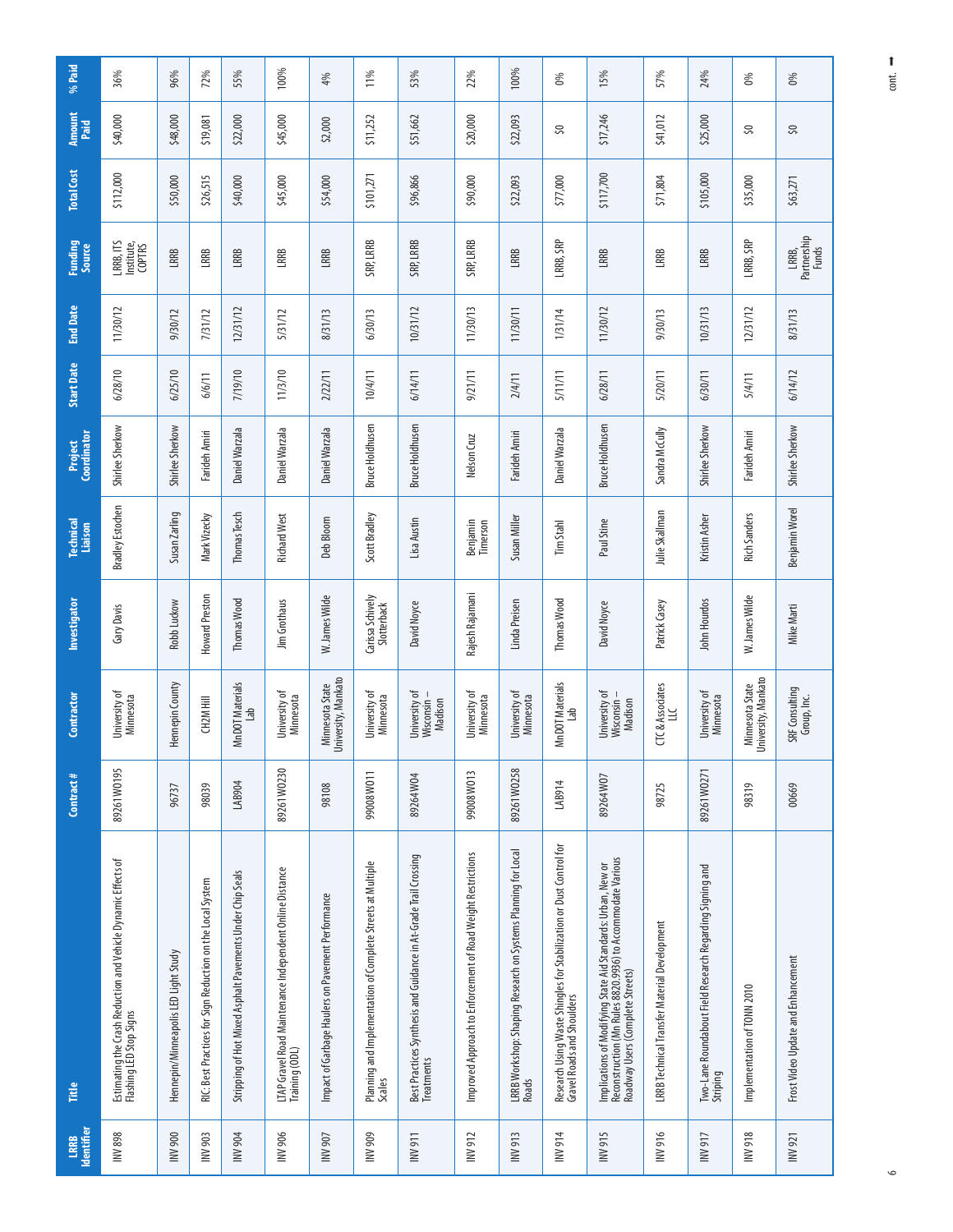| LRRB Identifier | Title | Contract # | Contractor | Investigator | Technical Liaison | Project Coordinator | Start Date | End Date | Funding Source | Total Cost | Amount Paid | % Paid |
|---|---|---|---|---|---|---|---|---|---|---|---|---|
| INV 898 | Estimating the Crash Reduction and Vehicle Dynamic Effects of Flashing LED Stop Signs | 89261W0195 | University of Minnesota | Gary Davis | Bradley Estochen | Shirlee Sherkow | 6/28/10 | 11/30/12 | LRRB, ITS Institute, COPTRS | $112,000 | $40,000 | 36% |
| INV 900 | Hennepin/Minneapolis LED Light Study | 96737 | Hennepin County | Robb Luckow | Susan Zarling | Shirlee Sherkow | 6/25/10 | 9/30/12 | LRRB | $50,000 | $48,000 | 96% |
| INV 903 | RIC: Best Practices for Sign Reduction on the Local System | 98039 | CH2M Hill | Howard Preston | Mark Vizecky | Farideh Amiri | 6/6/11 | 7/31/12 | LRRB | $26,515 | $19,081 | 72% |
| INV 904 | Stripping of Hot Mixed Asphalt Pavements Under Chip Seals | LAB904 | MnDOT Materials Lab | Thomas Wood | Thomas Tesch | Daniel Warzala | 7/19/10 | 12/31/12 | LRRB | $40,000 | $22,000 | 55% |
| INV 906 | LTAP Gravel Road Maintenance Independent Online Distance Training (ODL) | 89261W0230 | University of Minnesota | Jim Grothaus | Richard West | Daniel Warzala | 11/3/10 | 5/31/12 | LRRB | $45,000 | $45,000 | 100% |
| INV 907 | Impact of Garbage Haulers on Pavement Performance | 98108 | Minnesota State University, Mankato | W. James Wilde | Deb Bloom | Daniel Warzala | 2/22/11 | 8/31/13 | LRRB | $54,000 | $2,000 | 4% |
| INV 909 | Planning and Implementation of Complete Streets at Multiple Scales | 99008W011 | University of Minnesota | Carissa Schively Slotterback | Scott Bradley | Bruce Holdhusen | 10/4/11 | 6/30/13 | SRP, LRRB | $101,271 | $11,252 | 11% |
| INV 911 | Best Practices Synthesis and Guidance in At-Grade Trail Crossing Treatments | 89264W04 | University of Wisconsin – Madison | David Noyce | Lisa Austin | Bruce Holdhusen | 6/14/11 | 10/31/12 | SRP, LRRB | $96,866 | $51,662 | 53% |
| INV 912 | Improved Approach to Enforcement of Road Weight Restrictions | 99008W013 | University of Minnesota | Rajesh Rajamani | Benjamin Timerson | Nelson Cruz | 9/21/11 | 11/30/13 | SRP, LRRB | $90,000 | $20,000 | 22% |
| INV 913 | LRRB Workshop: Shaping Research on Systems Planning for Local Roads | 89261W0258 | University of Minnesota | Linda Preisen | Susan Miller | Farideh Amiri | 2/4/11 | 11/30/11 | LRRB | $22,093 | $22,093 | 100% |
| INV 914 | Research Using Waste Shingles for Stabilization or Dust Control for Gravel Roads and Shoulders | LAB914 | MnDOT Materials Lab | Thomas Wood | Tim Stahl | Daniel Warzala | 5/11/11 | 1/31/14 | LRRB, SRP | $77,000 | $0 | 0% |
| INV 915 | Implications of Modifying State Aid Standards: Urban, New or Reconstruction (Mn Rules 8820.9936) to Accommodate Various Roadway Users (Complete Streets) | 89264W07 | University of Wisconsin – Madison | David Noyce | Paul Stine | Bruce Holdhusen | 6/28/11 | 11/30/12 | LRRB | $117,700 | $17,246 | 15% |
| INV 916 | LRRB Technical Transfer Material Development | 98725 | CTC & Associates LLC | Patrick Casey | Julie Skallman | Sandra McCully | 5/20/11 | 9/30/13 | LRRB | $71,804 | $41,012 | 57% |
| INV 917 | Two-Lane Roundabout Field Research Regarding Signing and Striping | 89261W0271 | University of Minnesota | John Hourdos | Kristin Asher | Shirlee Sherkow | 6/30/11 | 10/31/13 | LRRB | $105,000 | $25,000 | 24% |
| INV 918 | Implementation of TONN 2010 | 98319 | Minnesota State University, Mankato | W. James Wilde | Rich Sanders | Farideh Amiri | 5/4/11 | 12/31/12 | LRRB, SRP | $35,000 | $0 | 0% |
| INV 921 | Frost Video Update and Enhancement | 00669 | SRF Consulting Group, Inc. | Mike Marti | Benjamin Worel | Shirlee Sherkow | 6/14/12 | 8/31/13 | LRRB, Partnership Funds | $63,271 | $0 | 0% |

cont. →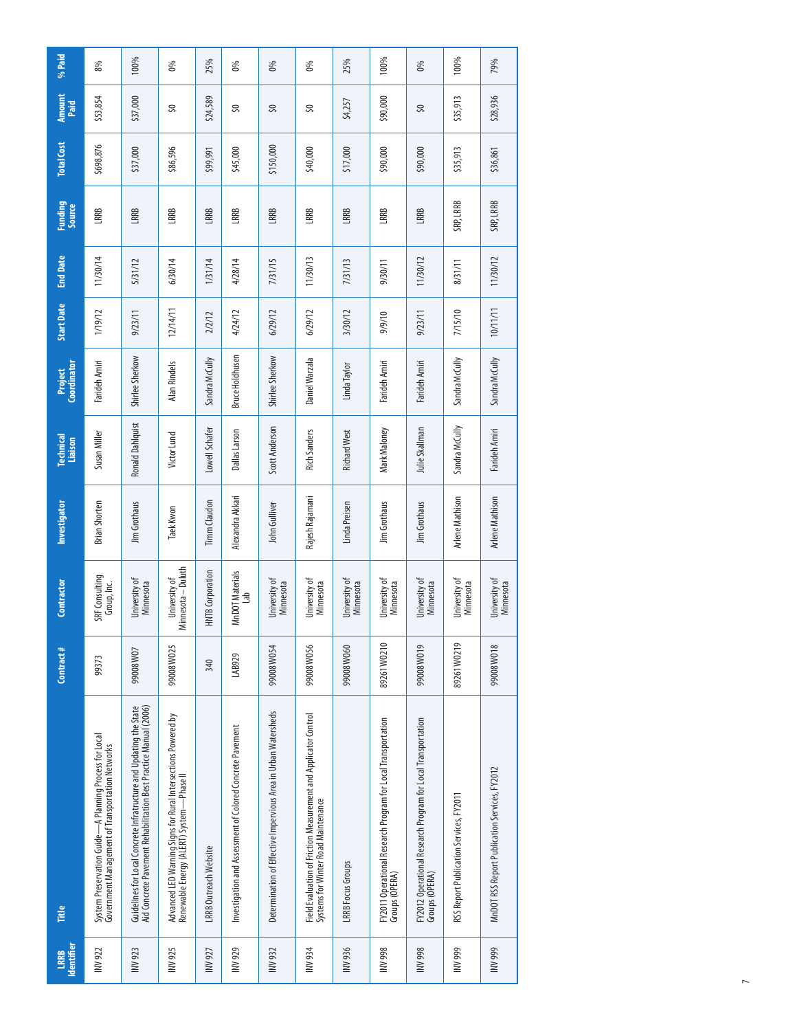| LRRB Identifier | Title | Contract # | Contractor | Investigator | Technical Liaison | Project Coordinator | Start Date | End Date | Funding Source | Total Cost | Amount Paid | % Paid |
|---|---|---|---|---|---|---|---|---|---|---|---|---|
| INV 922 | System Preservation Guide—A Planning Process for Local Government Management of Transportation Networks | 99373 | SRF Consulting Group, Inc. | Brian Shorten | Susan Miller | Farideh Amiri | 1/19/12 | 11/30/14 | LRRB | $698,876 | $53,854 | 8% |
| INV 923 | Guidelines for Local Concrete Infratructure and Updating the State Aid Concrete Pavement Rehabilitation Best Practice Manual (2006) | 99008 W07 | University of Minnesota | Jim Grothaus | Ronald Dahlquist | Shirlee Sherkow | 9/23/11 | 5/31/12 | LRRB | $37,000 | $37,000 | 100% |
| INV 925 | Advanced LED Warning Signs for Rural Intersections Powered by Renewable Energy (ALERT) System—Phase II | 99008 W025 | University of Minnesota – Duluth | Taek Kwon | Victor Lund | Alan Rindels | 12/14/11 | 6/30/14 | LRRB | $86,596 | $0 | 0% |
| INV 927 | LRRB Outreach Website | 340 | HNTB Corporation | Timm Claudon | Lowell Schafer | Sandra McCully | 2/2/12 | 1/31/14 | LRRB | $99,991 | $24,589 | 25% |
| INV 929 | Investigation and Assessment of Colored Concrete Pavement | LAB929 | MnDOT Materials Lab | Alexandra Akkari | Dallas Larson | Bruce Holdhusen | 4/24/12 | 4/28/14 | LRRB | $45,000 | $0 | 0% |
| INV 932 | Determination of Effective Impervious Area in Urban Watersheds | 99008 W054 | University of Minnesota | John Gulliver | Scott Anderson | Shirlee Sherkow | 6/29/12 | 7/31/15 | LRRB | $150,000 | $0 | 0% |
| INV 934 | Field Evaluation of Friction Measurement and Applicator Control Systems for Winter Road Maintenance | 99008 W056 | University of Minnesota | Rajesh Rajamani | Rich Sanders | Daniel Warzala | 6/29/12 | 11/30/13 | LRRB | $40,000 | $0 | 0% |
| INV 936 | LRRB Focus Groups | 99008 W060 | University of Minnesota | Linda Preisen | Richard West | Linda Taylor | 3/30/12 | 7/31/13 | LRRB | $17,000 | $4,257 | 25% |
| INV 998 | FY2011 Operational Research Program for Local Transportation Groups (OPERA) | 89261 W0210 | University of Minnesota | Jim Grothaus | Mark Maloney | Farideh Amiri | 9/9/10 | 9/30/11 | LRRB | $90,000 | $90,000 | 100% |
| INV 998 | FY2012 Operational Research Program for Local Transportation Groups (OPERA) | 99008 W019 | University of Minnesota | Jim Grothaus | Julie Skallman | Farideh Amiri | 9/23/11 | 11/30/12 | LRRB | $90,000 | $0 | 0% |
| INV 999 | RSS Report Publication Services, FY2011 | 89261 W0219 | University of Minnesota | Arlene Mathison | Sandra McCully | Sandra McCully | 7/15/10 | 8/31/11 | SRP, LRRB | $35,913 | $35,913 | 100% |
| INV 999 | MnDOT RSS Report Publication Services, FY2012 | 99008 W018 | University of Minnesota | Arlene Mathison | Farideh Amiri | Sandra McCully | 10/11/11 | 11/30/12 | SRP, LRRB | $36,861 | $28,936 | 79% |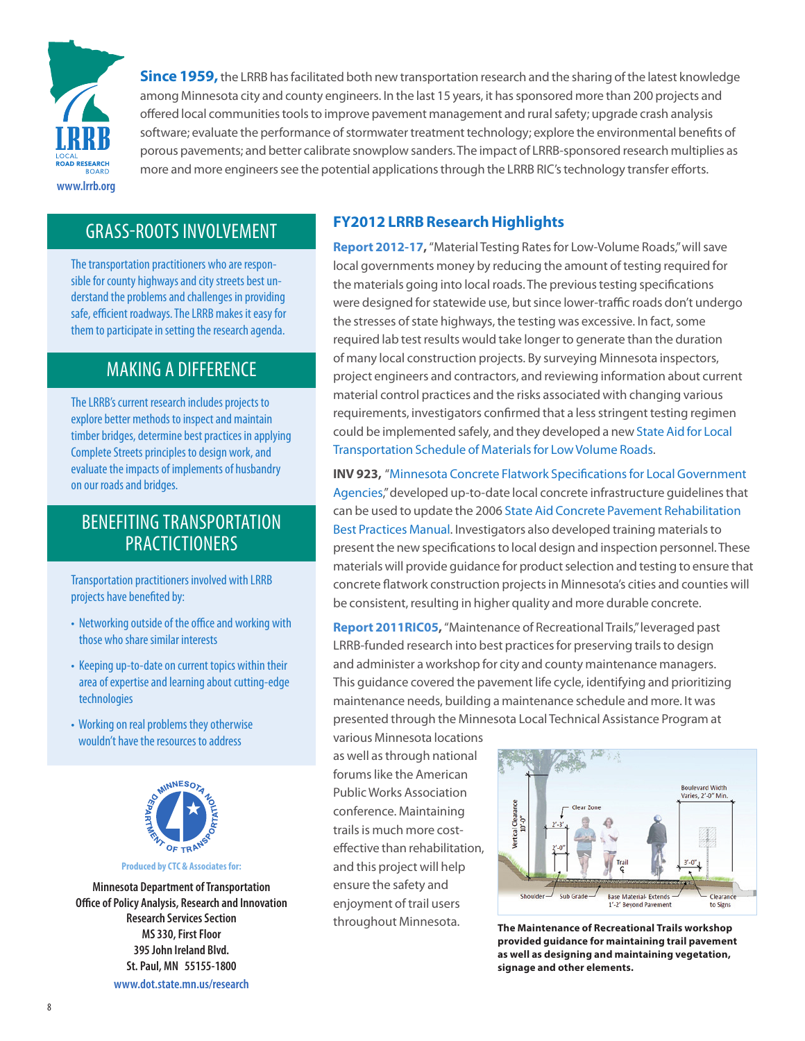LRRB LOCAL ROAD RESEARCH BOARD

www.lrrb.org

**Since 1959,** the LRRB has facilitated both new transportation research and the sharing of the latest knowledge among Minnesota city and county engineers. In the last 15 years, it has sponsored more than 200 projects and offered local communities tools to improve pavement management and rural safety; upgrade crash analysis software; evaluate the performance of stormwater treatment technology; explore the environmental benefits of porous pavements; and better calibrate snowplow sanders. The impact of LRRB-sponsored research multiplies as more and more engineers see the potential applications through the LRRB RIC's technology transfer efforts.

## GRASS-ROOTS INVOLVEMENT

The transportation practitioners who are responsible for county highways and city streets best understand the problems and challenges in providing safe, efficient roadways. The LRRB makes it easy for them to participate in setting the research agenda.

## MAKING A DIFFERENCE

The LRRB's current research includes projects to explore better methods to inspect and maintain timber bridges, determine best practices in applying Complete Streets principles to design work, and evaluate the impacts of implements of husbandry on our roads and bridges.

## BENEFITING TRANSPORTATION PRACTICTIONERS

Transportation practitioners involved with LRRB projects have benefited by:

- Networking outside of the office and working with those who share similar interests
- Keeping up-to-date on current topics within their area of expertise and learning about cutting-edge technologies
- Working on real problems they otherwise wouldn't have the resources to address

Produced by CTC & Associates for:

**Minnesota Department of Transportation**
**Office of Policy Analysis, Research and Innovation**
**Research Services Section**
**MS 330, First Floor**
**395 John Ireland Blvd.**
**St. Paul, MN 55155-1800**
www.dot.state.mn.us/research

## FY2012 LRRB Research Highlights

**Report 2012-17,** "Material Testing Rates for Low-Volume Roads," will save local governments money by reducing the amount of testing required for the materials going into local roads. The previous testing specifications were designed for statewide use, but since lower-traffic roads don't undergo the stresses of state highways, the testing was excessive. In fact, some required lab test results would take longer to generate than the duration of many local construction projects. By surveying Minnesota inspectors, project engineers and contractors, and reviewing information about current material control practices and the risks associated with changing various requirements, investigators confirmed that a less stringent testing regimen could be implemented safely, and they developed a new State Aid for Local Transportation Schedule of Materials for Low Volume Roads.

**INV 923,** "Minnesota Concrete Flatwork Specifications for Local Government Agencies," developed up-to-date local concrete infrastructure guidelines that can be used to update the 2006 State Aid Concrete Pavement Rehabilitation Best Practices Manual. Investigators also developed training materials to present the new specifications to local design and inspection personnel. These materials will provide guidance for product selection and testing to ensure that concrete flatwork construction projects in Minnesota's cities and counties will be consistent, resulting in higher quality and more durable concrete.

**Report 2011RIC05,** "Maintenance of Recreational Trails," leveraged past LRRB-funded research into best practices for preserving trails to design and administer a workshop for city and county maintenance managers. This guidance covered the pavement life cycle, identifying and prioritizing maintenance needs, building a maintenance schedule and more. It was presented through the Minnesota Local Technical Assistance Program at various Minnesota locations as well as through national forums like the American Public Works Association conference. Maintaining trails is much more cost-effective than rehabilitation, and this project will help ensure the safety and enjoyment of trail users throughout Minnesota.

Vertical Clearance 10'-0"
Clear Zone
2'-3'
2'-0"
Boulevard Width Varies, 2'-0" Min.
Trail ℄
3'-0"
Shoulder
Sub Grade
Base Material- Extends 1'-2' Beyond Pavement
Clearance to Signs

**The Maintenance of Recreational Trails workshop provided guidance for maintaining trail pavement as well as designing and maintaining vegetation, signage and other elements.**